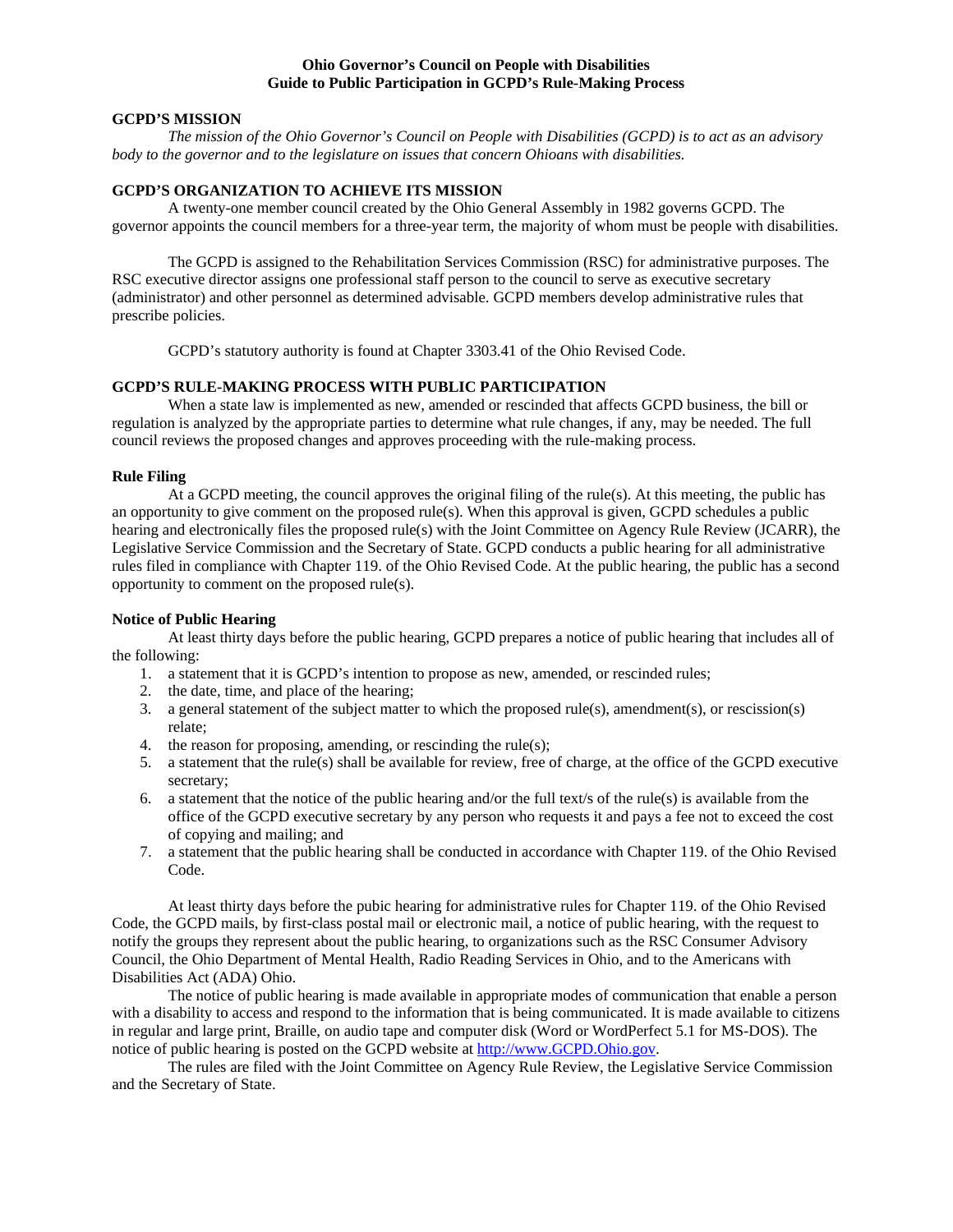# Ohio Governor's Council on People with Disabilities
## Guide to Public Participation in GCPD's Rule-Making Process

### GCPD'S MISSION

*The mission of the Ohio Governor's Council on People with Disabilities (GCPD) is to act as an advisory body to the governor and to the legislature on issues that concern Ohioans with disabilities.*

### GCPD'S ORGANIZATION TO ACHIEVE ITS MISSION

A twenty-one member council created by the Ohio General Assembly in 1982 governs GCPD. The governor appoints the council members for a three-year term, the majority of whom must be people with disabilities.

The GCPD is assigned to the Rehabilitation Services Commission (RSC) for administrative purposes. The RSC executive director assigns one professional staff person to the council to serve as executive secretary (administrator) and other personnel as determined advisable. GCPD members develop administrative rules that prescribe policies.

GCPD's statutory authority is found at Chapter 3303.41 of the Ohio Revised Code.

### GCPD'S RULE-MAKING PROCESS WITH PUBLIC PARTICIPATION

When a state law is implemented as new, amended or rescinded that affects GCPD business, the bill or regulation is analyzed by the appropriate parties to determine what rule changes, if any, may be needed. The full council reviews the proposed changes and approves proceeding with the rule-making process.

#### Rule Filing

At a GCPD meeting, the council approves the original filing of the rule(s). At this meeting, the public has an opportunity to give comment on the proposed rule(s). When this approval is given, GCPD schedules a public hearing and electronically files the proposed rule(s) with the Joint Committee on Agency Rule Review (JCARR), the Legislative Service Commission and the Secretary of State. GCPD conducts a public hearing for all administrative rules filed in compliance with Chapter 119. of the Ohio Revised Code. At the public hearing, the public has a second opportunity to comment on the proposed rule(s).

#### Notice of Public Hearing

At least thirty days before the public hearing, GCPD prepares a notice of public hearing that includes all of the following:

1. a statement that it is GCPD's intention to propose as new, amended, or rescinded rules;
2. the date, time, and place of the hearing;
3. a general statement of the subject matter to which the proposed rule(s), amendment(s), or rescission(s) relate;
4. the reason for proposing, amending, or rescinding the rule(s);
5. a statement that the rule(s) shall be available for review, free of charge, at the office of the GCPD executive secretary;
6. a statement that the notice of the public hearing and/or the full text/s of the rule(s) is available from the office of the GCPD executive secretary by any person who requests it and pays a fee not to exceed the cost of copying and mailing; and
7. a statement that the public hearing shall be conducted in accordance with Chapter 119. of the Ohio Revised Code.

At least thirty days before the pubic hearing for administrative rules for Chapter 119. of the Ohio Revised Code, the GCPD mails, by first-class postal mail or electronic mail, a notice of public hearing, with the request to notify the groups they represent about the public hearing, to organizations such as the RSC Consumer Advisory Council, the Ohio Department of Mental Health, Radio Reading Services in Ohio, and to the Americans with Disabilities Act (ADA) Ohio.

The notice of public hearing is made available in appropriate modes of communication that enable a person with a disability to access and respond to the information that is being communicated. It is made available to citizens in regular and large print, Braille, on audio tape and computer disk (Word or WordPerfect 5.1 for MS-DOS). The notice of public hearing is posted on the GCPD website at http://www.GCPD.Ohio.gov.

The rules are filed with the Joint Committee on Agency Rule Review, the Legislative Service Commission and the Secretary of State.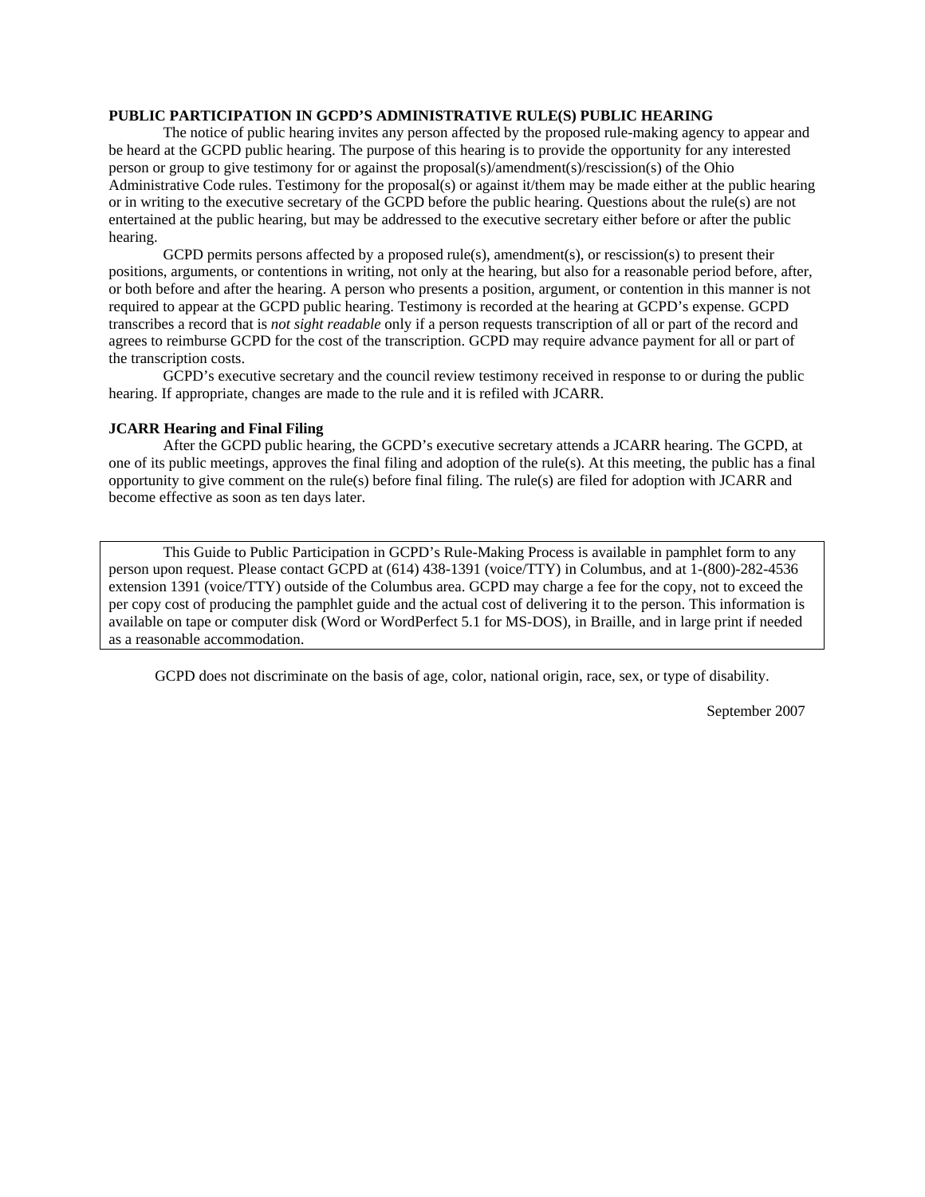**PUBLIC PARTICIPATION IN GCPD'S ADMINISTRATIVE RULE(S) PUBLIC HEARING**

The notice of public hearing invites any person affected by the proposed rule-making agency to appear and be heard at the GCPD public hearing. The purpose of this hearing is to provide the opportunity for any interested person or group to give testimony for or against the proposal(s)/amendment(s)/rescission(s) of the Ohio Administrative Code rules. Testimony for the proposal(s) or against it/them may be made either at the public hearing or in writing to the executive secretary of the GCPD before the public hearing. Questions about the rule(s) are not entertained at the public hearing, but may be addressed to the executive secretary either before or after the public hearing.

GCPD permits persons affected by a proposed rule(s), amendment(s), or rescission(s) to present their positions, arguments, or contentions in writing, not only at the hearing, but also for a reasonable period before, after, or both before and after the hearing. A person who presents a position, argument, or contention in this manner is not required to appear at the GCPD public hearing. Testimony is recorded at the hearing at GCPD's expense. GCPD transcribes a record that is *not sight readable* only if a person requests transcription of all or part of the record and agrees to reimburse GCPD for the cost of the transcription. GCPD may require advance payment for all or part of the transcription costs.

GCPD's executive secretary and the council review testimony received in response to or during the public hearing. If appropriate, changes are made to the rule and it is refiled with JCARR.

**JCARR Hearing and Final Filing**

After the GCPD public hearing, the GCPD's executive secretary attends a JCARR hearing. The GCPD, at one of its public meetings, approves the final filing and adoption of the rule(s). At this meeting, the public has a final opportunity to give comment on the rule(s) before final filing. The rule(s) are filed for adoption with JCARR and become effective as soon as ten days later.

This Guide to Public Participation in GCPD's Rule-Making Process is available in pamphlet form to any person upon request. Please contact GCPD at (614) 438-1391 (voice/TTY) in Columbus, and at 1-(800)-282-4536 extension 1391 (voice/TTY) outside of the Columbus area. GCPD may charge a fee for the copy, not to exceed the per copy cost of producing the pamphlet guide and the actual cost of delivering it to the person. This information is available on tape or computer disk (Word or WordPerfect 5.1 for MS-DOS), in Braille, and in large print if needed as a reasonable accommodation.

GCPD does not discriminate on the basis of age, color, national origin, race, sex, or type of disability.

September 2007